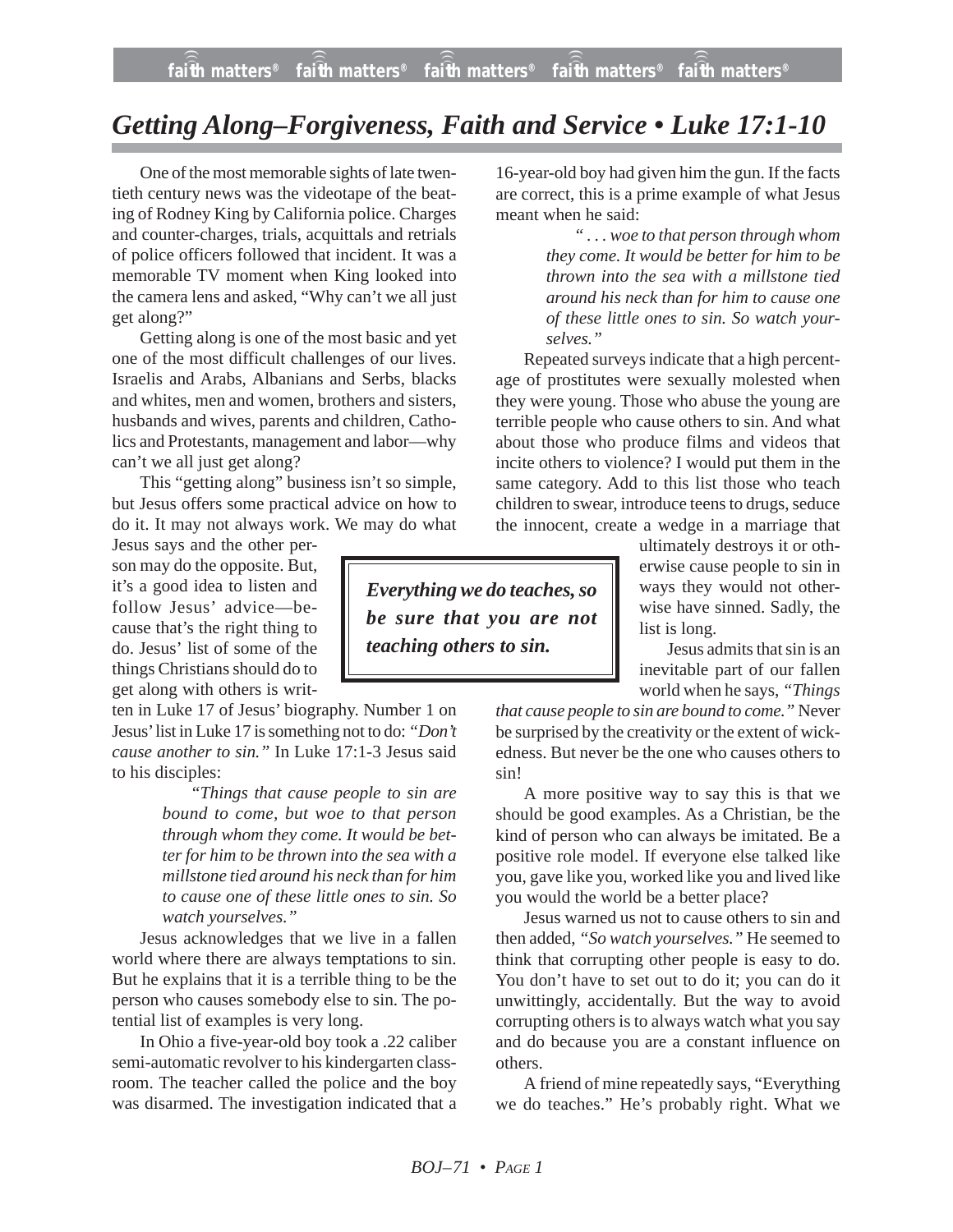# *Getting Along–Forgiveness, Faith and Service • Luke 17:1-10*

One of the most memorable sights of late twentieth century news was the videotape of the beating of Rodney King by California police. Charges and counter-charges, trials, acquittals and retrials of police officers followed that incident. It was a memorable TV moment when King looked into the camera lens and asked, "Why can't we all just get along?"

Getting along is one of the most basic and yet one of the most difficult challenges of our lives. Israelis and Arabs, Albanians and Serbs, blacks and whites, men and women, brothers and sisters, husbands and wives, parents and children, Catholics and Protestants, management and labor—why can't we all just get along?

This "getting along" business isn't so simple, but Jesus offers some practical advice on how to do it. It may not always work. We may do what Jesus says and the other person may do the opposite. But, it's a good idea to listen and follow Jesus' advice—because that's the right thing to do. Jesus' list of some of the things Christians should do to get along with others is written in Luke 17 of Jesus' biography. Number 1 on Jesus' list in Luke 17 is something not to do: *"Don't cause another to sin."* In Luke 17:1-3 Jesus said to his disciples:

> *"Things that cause people to sin are bound to come, but woe to that person through whom they come. It would be better for him to be thrown into the sea with a millstone tied around his neck than for him to cause one of these little ones to sin. So watch yourselves."*

Jesus acknowledges that we live in a fallen world where there are always temptations to sin. But he explains that it is a terrible thing to be the person who causes somebody else to sin. The potential list of examples is very long.

In Ohio a five-year-old boy took a .22 caliber semi-automatic revolver to his kindergarten classroom. The teacher called the police and the boy was disarmed. The investigation indicated that a 16-year-old boy had given him the gun. If the facts are correct, this is a prime example of what Jesus meant when he said:

> *" . . . woe to that person through whom they come. It would be better for him to be thrown into the sea with a millstone tied around his neck than for him to cause one of these little ones to sin. So watch yourselves."*

Repeated surveys indicate that a high percentage of prostitutes were sexually molested when they were young. Those who abuse the young are terrible people who cause others to sin. And what about those who produce films and videos that incite others to violence? I would put them in the same category. Add to this list those who teach children to swear, introduce teens to drugs, seduce the innocent, create a wedge in a marriage that ultimately destroys it or otherwise cause people to sin in ways they would not otherwise have sinned. Sadly, the list is long.

> ***Everything we do teaches, so be sure that you are not teaching others to sin.***

Jesus admits that sin is an inevitable part of our fallen world when he says, *"Things that cause people to sin are bound to come."* Never be surprised by the creativity or the extent of wickedness. But never be the one who causes others to sin!

A more positive way to say this is that we should be good examples. As a Christian, be the kind of person who can always be imitated. Be a positive role model. If everyone else talked like you, gave like you, worked like you and lived like you would the world be a better place?

Jesus warned us not to cause others to sin and then added, *"So watch yourselves."* He seemed to think that corrupting other people is easy to do. You don't have to set out to do it; you can do it unwittingly, accidentally. But the way to avoid corrupting others is to always watch what you say and do because you are a constant influence on others.

A friend of mine repeatedly says, "Everything we do teaches." He's probably right. What we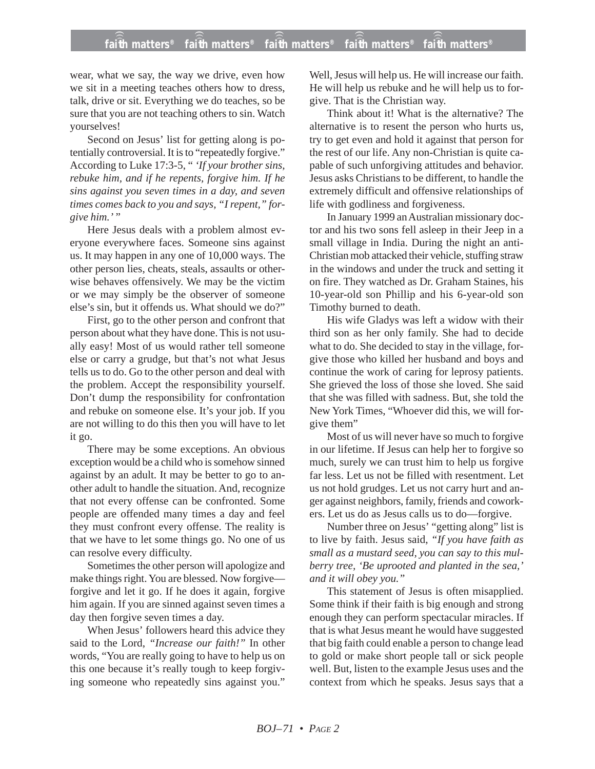wear, what we say, the way we drive, even how we sit in a meeting teaches others how to dress, talk, drive or sit. Everything we do teaches, so be sure that you are not teaching others to sin. Watch yourselves!

Second on Jesus' list for getting along is potentially controversial. It is to "repeatedly forgive." According to Luke 17:3-5, " *'If your brother sins, rebuke him, and if he repents, forgive him. If he sins against you seven times in a day, and seven times comes back to you and says, "I repent," forgive him.'* "

Here Jesus deals with a problem almost everyone everywhere faces. Someone sins against us. It may happen in any one of 10,000 ways. The other person lies, cheats, steals, assaults or otherwise behaves offensively. We may be the victim or we may simply be the observer of someone else's sin, but it offends us. What should we do?"

First, go to the other person and confront that person about what they have done. This is not usually easy! Most of us would rather tell someone else or carry a grudge, but that's not what Jesus tells us to do. Go to the other person and deal with the problem. Accept the responsibility yourself. Don't dump the responsibility for confrontation and rebuke on someone else. It's your job. If you are not willing to do this then you will have to let it go.

There may be some exceptions. An obvious exception would be a child who is somehow sinned against by an adult. It may be better to go to another adult to handle the situation. And, recognize that not every offense can be confronted. Some people are offended many times a day and feel they must confront every offense. The reality is that we have to let some things go. No one of us can resolve every difficulty.

Sometimes the other person will apologize and make things right. You are blessed. Now forgive—forgive and let it go. If he does it again, forgive him again. If you are sinned against seven times a day then forgive seven times a day.

When Jesus' followers heard this advice they said to the Lord, *"Increase our faith!"* In other words, "You are really going to have to help us on this one because it's really tough to keep forgiving someone who repeatedly sins against you." Well, Jesus will help us. He will increase our faith. He will help us rebuke and he will help us to forgive. That is the Christian way.

Think about it! What is the alternative? The alternative is to resent the person who hurts us, try to get even and hold it against that person for the rest of our life. Any non-Christian is quite capable of such unforgiving attitudes and behavior. Jesus asks Christians to be different, to handle the extremely difficult and offensive relationships of life with godliness and forgiveness.

In January 1999 an Australian missionary doctor and his two sons fell asleep in their Jeep in a small village in India. During the night an anti-Christian mob attacked their vehicle, stuffing straw in the windows and under the truck and setting it on fire. They watched as Dr. Graham Staines, his 10-year-old son Phillip and his 6-year-old son Timothy burned to death.

His wife Gladys was left a widow with their third son as her only family. She had to decide what to do. She decided to stay in the village, forgive those who killed her husband and boys and continue the work of caring for leprosy patients. She grieved the loss of those she loved. She said that she was filled with sadness. But, she told the New York Times, "Whoever did this, we will forgive them"

Most of us will never have so much to forgive in our lifetime. If Jesus can help her to forgive so much, surely we can trust him to help us forgive far less. Let us not be filled with resentment. Let us not hold grudges. Let us not carry hurt and anger against neighbors, family, friends and coworkers. Let us do as Jesus calls us to do—forgive.

Number three on Jesus' "getting along" list is to live by faith. Jesus said, *"If you have faith as small as a mustard seed, you can say to this mulberry tree, 'Be uprooted and planted in the sea,' and it will obey you."*

This statement of Jesus is often misapplied. Some think if their faith is big enough and strong enough they can perform spectacular miracles. If that is what Jesus meant he would have suggested that big faith could enable a person to change lead to gold or make short people tall or sick people well. But, listen to the example Jesus uses and the context from which he speaks. Jesus says that a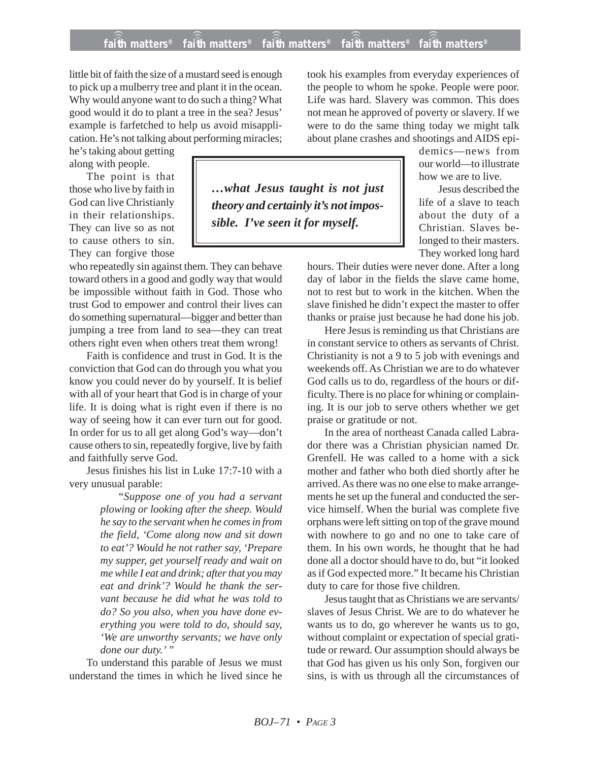little bit of faith the size of a mustard seed is enough to pick up a mulberry tree and plant it in the ocean. Why would anyone want to do such a thing? What good would it do to plant a tree in the sea? Jesus' example is farfetched to help us avoid misapplication. He's not talking about performing miracles; he's taking about getting along with people.

The point is that those who live by faith in God can live Christianly in their relationships. They can live so as not to cause others to sin. They can forgive those who repeatedly sin against them. They can behave toward others in a good and godly way that would be impossible without faith in God. Those who trust God to empower and control their lives can do something supernatural—bigger and better than jumping a tree from land to sea—they can treat others right even when others treat them wrong!

> ***…what Jesus taught is not just theory and certainly it's not impossible. I've seen it for myself.***

Faith is confidence and trust in God. It is the conviction that God can do through you what you know you could never do by yourself. It is belief with all of your heart that God is in charge of your life. It is doing what is right even if there is no way of seeing how it can ever turn out for good. In order for us to all get along God's way—don't cause others to sin, repeatedly forgive, live by faith and faithfully serve God.

Jesus finishes his list in Luke 17:7-10 with a very unusual parable:

> *"Suppose one of you had a servant plowing or looking after the sheep. Would he say to the servant when he comes in from the field, 'Come along now and sit down to eat'? Would he not rather say, 'Prepare my supper, get yourself ready and wait on me while I eat and drink; after that you may eat and drink'? Would he thank the servant because he did what he was told to do? So you also, when you have done everything you were told to do, should say, 'We are unworthy servants; we have only done our duty.' "*

To understand this parable of Jesus we must understand the times in which he lived since he took his examples from everyday experiences of the people to whom he spoke. People were poor. Life was hard. Slavery was common. This does not mean he approved of poverty or slavery. If we were to do the same thing today we might talk about plane crashes and shootings and AIDS epidemics—news from our world—to illustrate how we are to live.

Jesus described the life of a slave to teach about the duty of a Christian. Slaves belonged to their masters. They worked long hard hours. Their duties were never done. After a long day of labor in the fields the slave came home, not to rest but to work in the kitchen. When the slave finished he didn't expect the master to offer thanks or praise just because he had done his job.

Here Jesus is reminding us that Christians are in constant service to others as servants of Christ. Christianity is not a 9 to 5 job with evenings and weekends off. As Christian we are to do whatever God calls us to do, regardless of the hours or difficulty. There is no place for whining or complaining. It is our job to serve others whether we get praise or gratitude or not.

In the area of northeast Canada called Labrador there was a Christian physician named Dr. Grenfell. He was called to a home with a sick mother and father who both died shortly after he arrived. As there was no one else to make arrangements he set up the funeral and conducted the service himself. When the burial was complete five orphans were left sitting on top of the grave mound with nowhere to go and no one to take care of them. In his own words, he thought that he had done all a doctor should have to do, but "it looked as if God expected more." It became his Christian duty to care for those five children.

Jesus taught that as Christians we are servants/slaves of Jesus Christ. We are to do whatever he wants us to do, go wherever he wants us to go, without complaint or expectation of special gratitude or reward. Our assumption should always be that God has given us his only Son, forgiven our sins, is with us through all the circumstances of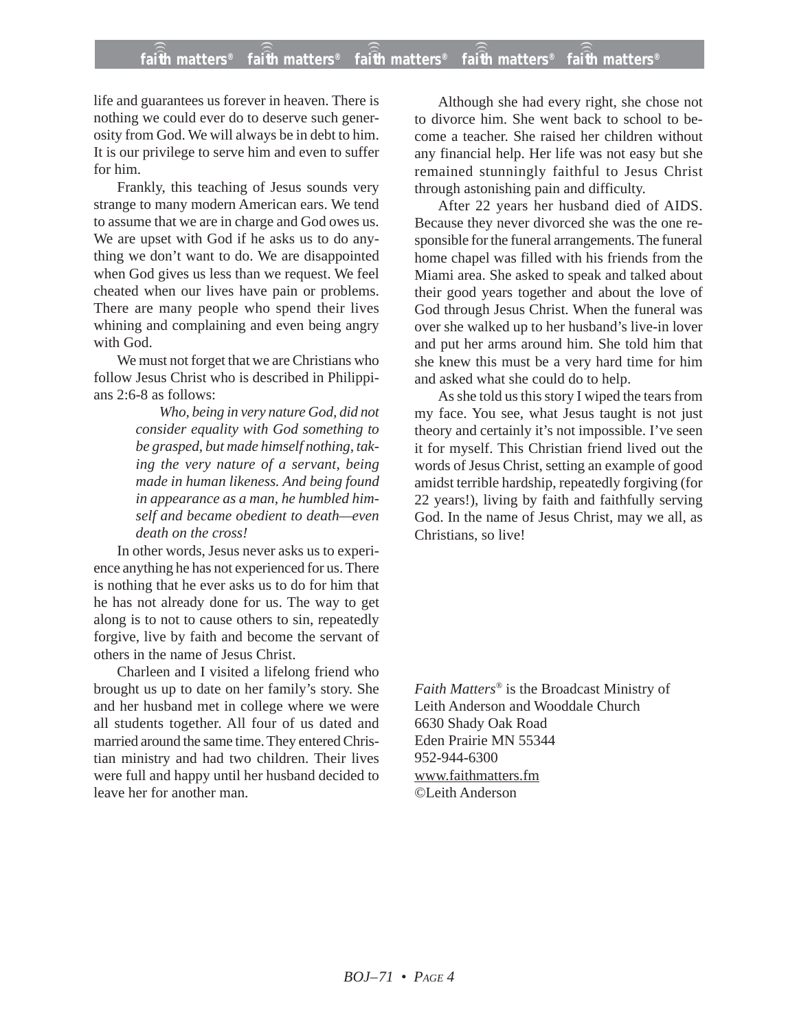life and guarantees us forever in heaven. There is nothing we could ever do to deserve such generosity from God. We will always be in debt to him. It is our privilege to serve him and even to suffer for him.

Frankly, this teaching of Jesus sounds very strange to many modern American ears. We tend to assume that we are in charge and God owes us. We are upset with God if he asks us to do anything we don't want to do. We are disappointed when God gives us less than we request. We feel cheated when our lives have pain or problems. There are many people who spend their lives whining and complaining and even being angry with God.

We must not forget that we are Christians who follow Jesus Christ who is described in Philippians 2:6-8 as follows:

> *Who, being in very nature God, did not consider equality with God something to be grasped, but made himself nothing, taking the very nature of a servant, being made in human likeness. And being found in appearance as a man, he humbled himself and became obedient to death—even death on the cross!*

In other words, Jesus never asks us to experience anything he has not experienced for us. There is nothing that he ever asks us to do for him that he has not already done for us. The way to get along is to not to cause others to sin, repeatedly forgive, live by faith and become the servant of others in the name of Jesus Christ.

Charleen and I visited a lifelong friend who brought us up to date on her family's story. She and her husband met in college where we were all students together. All four of us dated and married around the same time. They entered Christian ministry and had two children. Their lives were full and happy until her husband decided to leave her for another man.

Although she had every right, she chose not to divorce him. She went back to school to become a teacher. She raised her children without any financial help. Her life was not easy but she remained stunningly faithful to Jesus Christ through astonishing pain and difficulty.

After 22 years her husband died of AIDS. Because they never divorced she was the one responsible for the funeral arrangements. The funeral home chapel was filled with his friends from the Miami area. She asked to speak and talked about their good years together and about the love of God through Jesus Christ. When the funeral was over she walked up to her husband's live-in lover and put her arms around him. She told him that she knew this must be a very hard time for him and asked what she could do to help.

As she told us this story I wiped the tears from my face. You see, what Jesus taught is not just theory and certainly it's not impossible. I've seen it for myself. This Christian friend lived out the words of Jesus Christ, setting an example of good amidst terrible hardship, repeatedly forgiving (for 22 years!), living by faith and faithfully serving God. In the name of Jesus Christ, may we all, as Christians, so live!

*Faith Matters*® is the Broadcast Ministry of
Leith Anderson and Wooddale Church
6630 Shady Oak Road
Eden Prairie MN 55344
952-944-6300
www.faithmatters.fm
©Leith Anderson